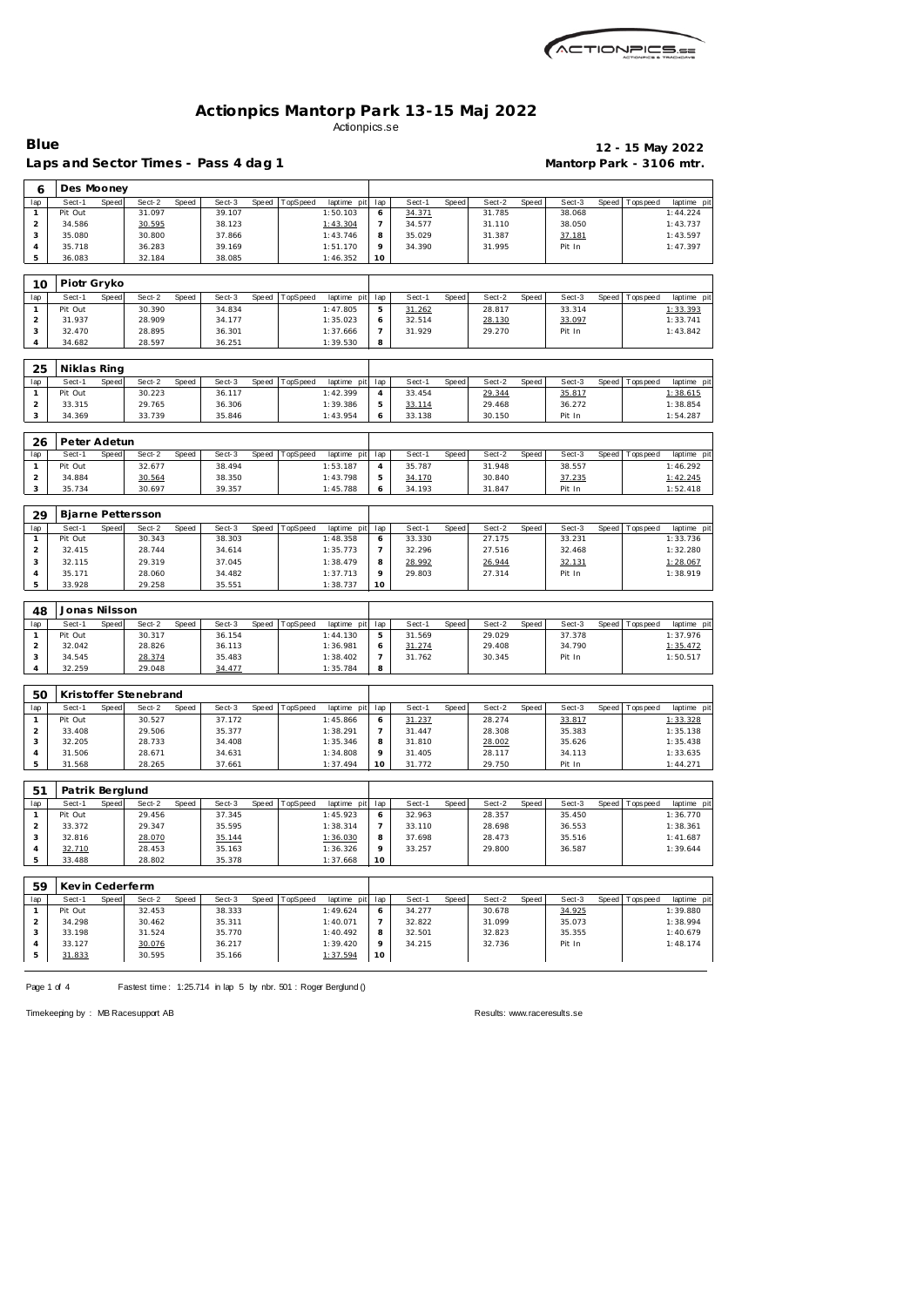# Actionpics Mantorp Park 13-15 Maj 2022

Actionpics.se

**Blue** — **12 - 15 May 2022**

**Laps and Sector Times - Pass 4 dag 1** — **Mantorp Park - 3106 mtr.**

### 6 Des Mooney

| lap | Sect-1 | Speed | Sect-2 | Speed | Sect-3 | Speed | TopSpeed | laptime pit | lap | Sect-1 | Speed | Sect-2 | Speed | Sect-3 | Speed | Topspeed | laptime pit |
|---|---|---|---|---|---|---|---|---|---|---|---|---|---|---|---|---|---|
| 1 | Pit Out | | 31.097 | | 39.107 | | | 1:50.103 | 6 | 34.371 | | 31.785 | | 38.068 | | | 1:44.224 |
| 2 | 34.586 | | 30.595 | | 38.123 | | | 1:43.304 | 7 | 34.577 | | 31.110 | | 38.050 | | | 1:43.737 |
| 3 | 35.080 | | 30.800 | | 37.866 | | | 1:43.746 | 8 | 35.029 | | 31.387 | | 37.181 | | | 1:43.597 |
| 4 | 35.718 | | 36.283 | | 39.169 | | | 1:51.170 | 9 | 34.390 | | 31.995 | | Pit In | | | 1:47.397 |
| 5 | 36.083 | | 32.184 | | 38.085 | | | 1:46.352 | 10 | | | | | | | | |

### 10 Piotr Gryko

| lap | Sect-1 | Speed | Sect-2 | Speed | Sect-3 | Speed | TopSpeed | laptime pit | lap | Sect-1 | Speed | Sect-2 | Speed | Sect-3 | Speed | Topspeed | laptime pit |
|---|---|---|---|---|---|---|---|---|---|---|---|---|---|---|---|---|---|
| 1 | Pit Out | | 30.390 | | 34.834 | | | 1:47.805 | 5 | 31.262 | | 28.817 | | 33.314 | | | 1:33.393 |
| 2 | 31.937 | | 28.909 | | 34.177 | | | 1:35.023 | 6 | 32.514 | | 28.130 | | 33.097 | | | 1:33.741 |
| 3 | 32.470 | | 28.895 | | 36.301 | | | 1:37.666 | 7 | 31.929 | | 29.270 | | Pit In | | | 1:43.842 |
| 4 | 34.682 | | 28.597 | | 36.251 | | | 1:39.530 | 8 | | | | | | | | |

### 25 Niklas Ring

| lap | Sect-1 | Speed | Sect-2 | Speed | Sect-3 | Speed | TopSpeed | laptime pit | lap | Sect-1 | Speed | Sect-2 | Speed | Sect-3 | Speed | Topspeed | laptime pit |
|---|---|---|---|---|---|---|---|---|---|---|---|---|---|---|---|---|---|
| 1 | Pit Out | | 30.223 | | 36.117 | | | 1:42.399 | 4 | 33.454 | | 29.344 | | 35.817 | | | 1:38.615 |
| 2 | 33.315 | | 29.765 | | 36.306 | | | 1:39.386 | 5 | 33.114 | | 29.468 | | 36.272 | | | 1:38.854 |
| 3 | 34.369 | | 33.739 | | 35.846 | | | 1:43.954 | 6 | 33.138 | | 30.150 | | Pit In | | | 1:54.287 |

### 26 Peter Adetun

| lap | Sect-1 | Speed | Sect-2 | Speed | Sect-3 | Speed | TopSpeed | laptime pit | lap | Sect-1 | Speed | Sect-2 | Speed | Sect-3 | Speed | Topspeed | laptime pit |
|---|---|---|---|---|---|---|---|---|---|---|---|---|---|---|---|---|---|
| 1 | Pit Out | | 32.677 | | 38.494 | | | 1:53.187 | 4 | 35.787 | | 31.948 | | 38.557 | | | 1:46.292 |
| 2 | 34.884 | | 30.564 | | 38.350 | | | 1:43.798 | 5 | 34.170 | | 30.840 | | 37.235 | | | 1:42.245 |
| 3 | 35.734 | | 30.697 | | 39.357 | | | 1:45.788 | 6 | 34.193 | | 31.847 | | Pit In | | | 1:52.418 |

### 29 Bjarne Pettersson

| lap | Sect-1 | Speed | Sect-2 | Speed | Sect-3 | Speed | TopSpeed | laptime pit | lap | Sect-1 | Speed | Sect-2 | Speed | Sect-3 | Speed | Topspeed | laptime pit |
|---|---|---|---|---|---|---|---|---|---|---|---|---|---|---|---|---|---|
| 1 | Pit Out | | 30.343 | | 38.303 | | | 1:48.358 | 6 | 33.330 | | 27.175 | | 33.231 | | | 1:33.736 |
| 2 | 32.415 | | 28.744 | | 34.614 | | | 1:35.773 | 7 | 32.296 | | 27.516 | | 32.468 | | | 1:32.280 |
| 3 | 32.115 | | 29.319 | | 37.045 | | | 1:38.479 | 8 | 28.992 | | 26.944 | | 32.131 | | | 1:28.067 |
| 4 | 35.171 | | 28.060 | | 34.482 | | | 1:37.713 | 9 | 29.803 | | 27.314 | | Pit In | | | 1:38.919 |
| 5 | 33.928 | | 29.258 | | 35.551 | | | 1:38.737 | 10 | | | | | | | | |

### 48 Jonas Nilsson

| lap | Sect-1 | Speed | Sect-2 | Speed | Sect-3 | Speed | TopSpeed | laptime pit | lap | Sect-1 | Speed | Sect-2 | Speed | Sect-3 | Speed | Topspeed | laptime pit |
|---|---|---|---|---|---|---|---|---|---|---|---|---|---|---|---|---|---|
| 1 | Pit Out | | 30.317 | | 36.154 | | | 1:44.130 | 5 | 31.569 | | 29.029 | | 37.378 | | | 1:37.976 |
| 2 | 32.042 | | 28.826 | | 36.113 | | | 1:36.981 | 6 | 31.274 | | 29.408 | | 34.790 | | | 1:35.472 |
| 3 | 34.545 | | 28.374 | | 35.483 | | | 1:38.402 | 7 | 31.762 | | 30.345 | | Pit In | | | 1:50.517 |
| 4 | 32.259 | | 29.048 | | 34.477 | | | 1:35.784 | 8 | | | | | | | | |

### 50 Kristoffer Stenebrand

| lap | Sect-1 | Speed | Sect-2 | Speed | Sect-3 | Speed | TopSpeed | laptime pit | lap | Sect-1 | Speed | Sect-2 | Speed | Sect-3 | Speed | Topspeed | laptime pit |
|---|---|---|---|---|---|---|---|---|---|---|---|---|---|---|---|---|---|
| 1 | Pit Out | | 30.527 | | 37.172 | | | 1:45.866 | 6 | 31.237 | | 28.274 | | 33.817 | | | 1:33.328 |
| 2 | 33.408 | | 29.506 | | 35.377 | | | 1:38.291 | 7 | 31.447 | | 28.308 | | 35.383 | | | 1:35.138 |
| 3 | 32.205 | | 28.733 | | 34.408 | | | 1:35.346 | 8 | 31.810 | | 28.002 | | 35.626 | | | 1:35.438 |
| 4 | 31.506 | | 28.671 | | 34.631 | | | 1:34.808 | 9 | 31.405 | | 28.117 | | 34.113 | | | 1:33.635 |
| 5 | 31.568 | | 28.265 | | 37.661 | | | 1:37.494 | 10 | 31.772 | | 29.750 | | Pit In | | | 1:44.271 |

### 51 Patrik Berglund

| lap | Sect-1 | Speed | Sect-2 | Speed | Sect-3 | Speed | TopSpeed | laptime pit | lap | Sect-1 | Speed | Sect-2 | Speed | Sect-3 | Speed | Topspeed | laptime pit |
|---|---|---|---|---|---|---|---|---|---|---|---|---|---|---|---|---|---|
| 1 | Pit Out | | 29.456 | | 37.345 | | | 1:45.923 | 6 | 32.963 | | 28.357 | | 35.450 | | | 1:36.770 |
| 2 | 33.372 | | 29.347 | | 35.595 | | | 1:38.314 | 7 | 33.110 | | 28.698 | | 36.553 | | | 1:38.361 |
| 3 | 32.816 | | 28.070 | | 35.144 | | | 1:36.030 | 8 | 37.698 | | 28.473 | | 35.516 | | | 1:41.687 |
| 4 | 32.710 | | 28.453 | | 35.163 | | | 1:36.326 | 9 | 33.257 | | 29.800 | | 36.587 | | | 1:39.644 |
| 5 | 33.488 | | 28.802 | | 35.378 | | | 1:37.668 | 10 | | | | | | | | |

### 59 Kevin Cederferm

| lap | Sect-1 | Speed | Sect-2 | Speed | Sect-3 | Speed | TopSpeed | laptime pit | lap | Sect-1 | Speed | Sect-2 | Speed | Sect-3 | Speed | Topspeed | laptime pit |
|---|---|---|---|---|---|---|---|---|---|---|---|---|---|---|---|---|---|
| 1 | Pit Out | | 32.453 | | 38.333 | | | 1:49.624 | 6 | 34.277 | | 30.678 | | 34.925 | | | 1:39.880 |
| 2 | 34.298 | | 30.462 | | 35.311 | | | 1:40.071 | 7 | 32.822 | | 31.099 | | 35.073 | | | 1:38.994 |
| 3 | 33.198 | | 31.524 | | 35.770 | | | 1:40.492 | 8 | 32.501 | | 32.823 | | 35.355 | | | 1:40.679 |
| 4 | 33.127 | | 30.076 | | 36.217 | | | 1:39.420 | 9 | 34.215 | | 32.736 | | Pit In | | | 1:48.174 |
| 5 | 31.833 | | 30.595 | | 35.166 | | | 1:37.594 | 10 | | | | | | | | |

Fastest time : 1:25.714 in lap 5 by nbr. 501 : Roger Berglund ()

Timekeeping by : MB Racesupport AB — Results: www.raceresults.se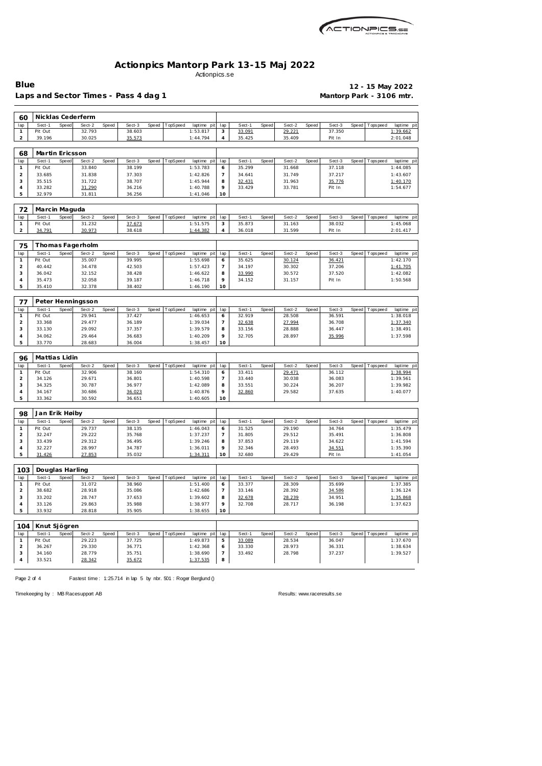# Actionpics Mantorp Park 13-15 Maj 2022

Actionpics.se

**Blue** **12 - 15 May 2022**

**Laps and Sector Times - Pass 4 dag 1** **Mantorp Park - 3106 mtr.**

| 60 | Nicklas Cederferm | | | | | | | | | | | | | | | | |
|---|---|---|---|---|---|---|---|---|---|---|---|---|---|---|---|---|---|
| lap | Sect-1 | Speed | Sect-2 | Speed | Sect-3 | Speed | TopSpeed | laptime pit | lap | Sect-1 | Speed | Sect-2 | Speed | Sect-3 | Speed | Topspeed | laptime pit |
| 1 | Pit Out | | 32.793 | | 38.603 | | | 1:53.817 | 3 | 33.091 | | 29.221 | | 37.350 | | | 1:39.662 |
| 2 | 39.196 | | 30.025 | | 35.573 | | | 1:44.794 | 4 | 35.425 | | 35.409 | | Pit In | | | 2:01.048 |

| 68 | Martin Ericsson | | | | | | | | | | | | | | | | |
|---|---|---|---|---|---|---|---|---|---|---|---|---|---|---|---|---|---|
| lap | Sect-1 | Speed | Sect-2 | Speed | Sect-3 | Speed | TopSpeed | laptime pit | lap | Sect-1 | Speed | Sect-2 | Speed | Sect-3 | Speed | Topspeed | laptime pit |
| 1 | Pit Out | | 33.840 | | 38.199 | | | 1:53.783 | 6 | 35.299 | | 31.668 | | 37.118 | | | 1:44.085 |
| 2 | 33.685 | | 31.838 | | 37.303 | | | 1:42.826 | 7 | 34.641 | | 31.749 | | 37.217 | | | 1:43.607 |
| 3 | 35.515 | | 31.722 | | 38.707 | | | 1:45.944 | 8 | 32.431 | | 31.963 | | 35.776 | | | 1:40.170 |
| 4 | 33.282 | | 31.290 | | 36.216 | | | 1:40.788 | 9 | 33.429 | | 33.781 | | Pit In | | | 1:54.677 |
| 5 | 32.979 | | 31.811 | | 36.256 | | | 1:41.046 | 10 | | | | | | | | |

| 72 | Marcin Maguda | | | | | | | | | | | | | | | | |
|---|---|---|---|---|---|---|---|---|---|---|---|---|---|---|---|---|---|
| lap | Sect-1 | Speed | Sect-2 | Speed | Sect-3 | Speed | TopSpeed | laptime pit | lap | Sect-1 | Speed | Sect-2 | Speed | Sect-3 | Speed | Topspeed | laptime pit |
| 1 | Pit Out | | 31.232 | | 37.673 | | | 1:51.575 | 3 | 35.873 | | 31.163 | | 38.032 | | | 1:45.068 |
| 2 | 34.791 | | 30.973 | | 38.618 | | | 1:44.382 | 4 | 36.018 | | 31.599 | | Pit In | | | 2:01.417 |

| 75 | Thomas Fagerholm | | | | | | | | | | | | | | | | |
|---|---|---|---|---|---|---|---|---|---|---|---|---|---|---|---|---|---|
| lap | Sect-1 | Speed | Sect-2 | Speed | Sect-3 | Speed | TopSpeed | laptime pit | lap | Sect-1 | Speed | Sect-2 | Speed | Sect-3 | Speed | Topspeed | laptime pit |
| 1 | Pit Out | | 35.007 | | 39.995 | | | 1:55.698 | 6 | 35.625 | | 30.124 | | 36.421 | | | 1:42.170 |
| 2 | 40.442 | | 34.478 | | 42.503 | | | 1:57.423 | 7 | 34.197 | | 30.302 | | 37.206 | | | 1:41.705 |
| 3 | 36.042 | | 32.152 | | 38.428 | | | 1:46.622 | 8 | 33.990 | | 30.572 | | 37.520 | | | 1:42.082 |
| 4 | 35.473 | | 32.058 | | 39.187 | | | 1:46.718 | 9 | 34.152 | | 31.157 | | Pit In | | | 1:50.568 |
| 5 | 35.410 | | 32.378 | | 38.402 | | | 1:46.190 | 10 | | | | | | | | |

| 77 | Peter Henningsson | | | | | | | | | | | | | | | | |
|---|---|---|---|---|---|---|---|---|---|---|---|---|---|---|---|---|---|
| lap | Sect-1 | Speed | Sect-2 | Speed | Sect-3 | Speed | TopSpeed | laptime pit | lap | Sect-1 | Speed | Sect-2 | Speed | Sect-3 | Speed | Topspeed | laptime pit |
| 1 | Pit Out | | 29.941 | | 37.427 | | | 1:46.653 | 6 | 32.919 | | 28.508 | | 36.591 | | | 1:38.018 |
| 2 | 33.368 | | 29.477 | | 36.189 | | | 1:39.034 | 7 | 32.638 | | 27.994 | | 36.708 | | | 1:37.340 |
| 3 | 33.130 | | 29.092 | | 37.357 | | | 1:39.579 | 8 | 33.156 | | 28.888 | | 36.447 | | | 1:38.491 |
| 4 | 34.062 | | 29.464 | | 36.683 | | | 1:40.209 | 9 | 32.705 | | 28.897 | | 35.996 | | | 1:37.598 |
| 5 | 33.770 | | 28.683 | | 36.004 | | | 1:38.457 | 10 | | | | | | | | |

| 96 | Mattias Lidin | | | | | | | | | | | | | | | | |
|---|---|---|---|---|---|---|---|---|---|---|---|---|---|---|---|---|---|
| lap | Sect-1 | Speed | Sect-2 | Speed | Sect-3 | Speed | TopSpeed | laptime pit | lap | Sect-1 | Speed | Sect-2 | Speed | Sect-3 | Speed | Topspeed | laptime pit |
| 1 | Pit Out | | 32.906 | | 38.160 | | | 1:54.310 | 6 | 33.411 | | 29.471 | | 36.112 | | | 1:38.994 |
| 2 | 34.126 | | 29.671 | | 36.801 | | | 1:40.598 | 7 | 33.440 | | 30.038 | | 36.083 | | | 1:39.561 |
| 3 | 34.325 | | 30.787 | | 36.977 | | | 1:42.089 | 8 | 33.551 | | 30.224 | | 36.207 | | | 1:39.982 |
| 4 | 34.167 | | 30.686 | | 36.023 | | | 1:40.876 | 9 | 32.860 | | 29.582 | | 37.635 | | | 1:40.077 |
| 5 | 33.362 | | 30.592 | | 36.651 | | | 1:40.605 | 10 | | | | | | | | |

| 98 | Jan Erik Høiby | | | | | | | | | | | | | | | | |
|---|---|---|---|---|---|---|---|---|---|---|---|---|---|---|---|---|---|
| lap | Sect-1 | Speed | Sect-2 | Speed | Sect-3 | Speed | TopSpeed | laptime pit | lap | Sect-1 | Speed | Sect-2 | Speed | Sect-3 | Speed | Topspeed | laptime pit |
| 1 | Pit Out | | 29.737 | | 38.135 | | | 1:46.043 | 6 | 31.525 | | 29.190 | | 34.764 | | | 1:35.479 |
| 2 | 32.247 | | 29.222 | | 35.768 | | | 1:37.237 | 7 | 31.805 | | 29.512 | | 35.491 | | | 1:36.808 |
| 3 | 33.439 | | 29.312 | | 36.495 | | | 1:39.246 | 8 | 37.853 | | 29.119 | | 34.622 | | | 1:41.594 |
| 4 | 32.227 | | 28.997 | | 34.787 | | | 1:36.011 | 9 | 32.346 | | 28.493 | | 34.551 | | | 1:35.390 |
| 5 | 31.426 | | 27.853 | | 35.032 | | | 1:34.311 | 10 | 32.680 | | 29.429 | | Pit In | | | 1:41.054 |

| 103 | Douglas Harling | | | | | | | | | | | | | | | | |
|---|---|---|---|---|---|---|---|---|---|---|---|---|---|---|---|---|---|
| lap | Sect-1 | Speed | Sect-2 | Speed | Sect-3 | Speed | TopSpeed | laptime pit | lap | Sect-1 | Speed | Sect-2 | Speed | Sect-3 | Speed | Topspeed | laptime pit |
| 1 | Pit Out | | 31.072 | | 38.960 | | | 1:51.400 | 6 | 33.377 | | 28.309 | | 35.699 | | | 1:37.385 |
| 2 | 38.682 | | 28.918 | | 35.086 | | | 1:42.686 | 7 | 33.146 | | 28.392 | | 34.586 | | | 1:36.124 |
| 3 | 33.202 | | 28.747 | | 37.653 | | | 1:39.602 | 8 | 32.678 | | 28.239 | | 34.951 | | | 1:35.868 |
| 4 | 33.126 | | 29.863 | | 35.988 | | | 1:38.977 | 9 | 32.708 | | 28.717 | | 36.198 | | | 1:37.623 |
| 5 | 33.932 | | 28.818 | | 35.905 | | | 1:38.655 | 10 | | | | | | | | |

| 104 | Knut Sjögren | | | | | | | | | | | | | | | | |
|---|---|---|---|---|---|---|---|---|---|---|---|---|---|---|---|---|---|
| lap | Sect-1 | Speed | Sect-2 | Speed | Sect-3 | Speed | TopSpeed | laptime pit | lap | Sect-1 | Speed | Sect-2 | Speed | Sect-3 | Speed | Topspeed | laptime pit |
| 1 | Pit Out | | 29.223 | | 37.725 | | | 1:49.873 | 5 | 33.089 | | 28.534 | | 36.047 | | | 1:37.670 |
| 2 | 36.267 | | 29.330 | | 36.771 | | | 1:42.368 | 6 | 33.330 | | 28.973 | | 36.331 | | | 1:38.634 |
| 3 | 34.160 | | 28.779 | | 35.751 | | | 1:38.690 | 7 | 33.492 | | 28.798 | | 37.237 | | | 1:39.527 |
| 4 | 33.521 | | 28.342 | | 35.672 | | | 1:37.535 | 8 | | | | | | | | |

Fastest time : 1:25.714 in lap 5 by nbr. 501 : Roger Berglund ()

Timekeeping by : MB Racesupport AB

Results: www.raceresults.se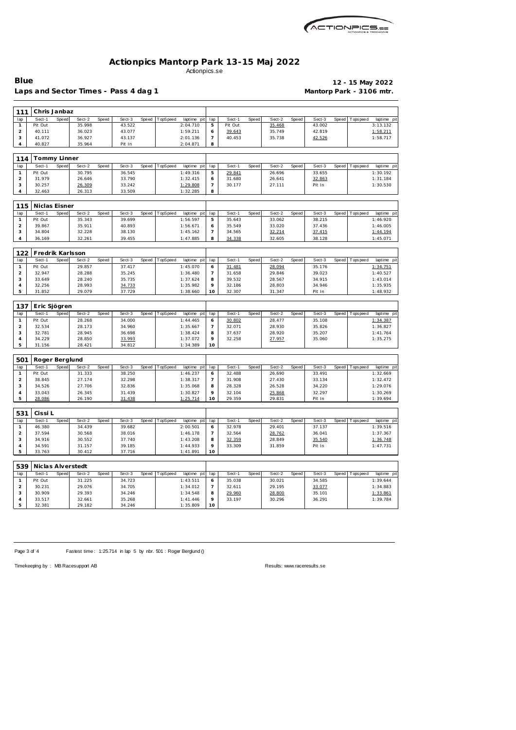# Actionpics Mantorp Park 13-15 Maj 2022

Actionpics.se

**Blue** — **12 - 15 May 2022**

**Laps and Sector Times - Pass 4 dag 1** — **Mantorp Park - 3106 mtr.**

### 111 Chris Janbaz

| lap | Sect-1 | Speed | Sect-2 | Speed | Sect-3 | Speed | TopSpeed | laptime pit | lap | Sect-1 | Speed | Sect-2 | Speed | Sect-3 | Speed | Topspeed | laptime pit |
|---|---|---|---|---|---|---|---|---|---|---|---|---|---|---|---|---|---|
| 1 | Pit Out | | 35.998 | | 43.522 | | | 2:04.710 | 5 | Pit Out | | 35.468 | | 43.002 | | | 3:13.132 |
| 2 | 40.111 | | 36.023 | | 43.077 | | | 1:59.211 | 6 | 39.643 | | 35.749 | | 42.819 | | | 1:58.211 |
| 3 | 41.072 | | 36.927 | | 43.137 | | | 2:01.136 | 7 | 40.453 | | 35.738 | | 42.526 | | | 1:58.717 |
| 4 | 40.827 | | 35.964 | | Pit In | | | 2:04.871 | 8 | | | | | | | | |

### 114 Tommy Linner

| lap | Sect-1 | Speed | Sect-2 | Speed | Sect-3 | Speed | TopSpeed | laptime pit | lap | Sect-1 | Speed | Sect-2 | Speed | Sect-3 | Speed | Topspeed | laptime pit |
|---|---|---|---|---|---|---|---|---|---|---|---|---|---|---|---|---|---|
| 1 | Pit Out | | 30.795 | | 36.545 | | | 1:49.316 | 5 | 29.841 | | 26.696 | | 33.655 | | | 1:30.192 |
| 2 | 31.979 | | 26.646 | | 33.790 | | | 1:32.415 | 6 | 31.680 | | 26.641 | | 32.863 | | | 1:31.184 |
| 3 | 30.257 | | 26.309 | | 33.242 | | | 1:29.808 | 7 | 30.177 | | 27.111 | | Pit In | | | 1:30.530 |
| 4 | 32.463 | | 26.313 | | 33.509 | | | 1:32.285 | 8 | | | | | | | | |

### 115 Niclas Eisner

| lap | Sect-1 | Speed | Sect-2 | Speed | Sect-3 | Speed | TopSpeed | laptime pit | lap | Sect-1 | Speed | Sect-2 | Speed | Sect-3 | Speed | Topspeed | laptime pit |
|---|---|---|---|---|---|---|---|---|---|---|---|---|---|---|---|---|---|
| 1 | Pit Out | | 35.343 | | 39.699 | | | 1:56.597 | 5 | 35.643 | | 33.062 | | 38.215 | | | 1:46.920 |
| 2 | 39.867 | | 35.911 | | 40.893 | | | 1:56.671 | 6 | 35.549 | | 33.020 | | 37.436 | | | 1:46.005 |
| 3 | 34.804 | | 32.228 | | 38.130 | | | 1:45.162 | 7 | 34.565 | | 32.214 | | 37.415 | | | 1:44.194 |
| 4 | 36.169 | | 32.261 | | 39.455 | | | 1:47.885 | 8 | 34.338 | | 32.605 | | 38.128 | | | 1:45.071 |

### 122 Fredrik Karlsson

| lap | Sect-1 | Speed | Sect-2 | Speed | Sect-3 | Speed | TopSpeed | laptime pit | lap | Sect-1 | Speed | Sect-2 | Speed | Sect-3 | Speed | Topspeed | laptime pit |
|---|---|---|---|---|---|---|---|---|---|---|---|---|---|---|---|---|---|
| 1 | Pit Out | | 29.857 | | 37.417 | | | 1:45.070 | 6 | 31.481 | | 28.094 | | 35.176 | | | 1:34.751 |
| 2 | 32.947 | | 28.288 | | 35.245 | | | 1:36.480 | 7 | 31.658 | | 29.846 | | 39.023 | | | 1:40.527 |
| 3 | 33.649 | | 28.240 | | 35.735 | | | 1:37.624 | 8 | 39.532 | | 28.567 | | 34.915 | | | 1:43.014 |
| 4 | 32.256 | | 28.993 | | 34.733 | | | 1:35.982 | 9 | 32.186 | | 28.803 | | 34.946 | | | 1:35.935 |
| 5 | 31.852 | | 29.079 | | 37.729 | | | 1:38.660 | 10 | 32.307 | | 31.347 | | Pit In | | | 1:48.932 |

### 137 Eric Sjögren

| lap | Sect-1 | Speed | Sect-2 | Speed | Sect-3 | Speed | TopSpeed | laptime pit | lap | Sect-1 | Speed | Sect-2 | Speed | Sect-3 | Speed | Topspeed | laptime pit |
|---|---|---|---|---|---|---|---|---|---|---|---|---|---|---|---|---|---|
| 1 | Pit Out | | 28.268 | | 34.000 | | | 1:44.465 | 6 | 30.802 | | 28.477 | | 35.108 | | | 1:34.387 |
| 2 | 32.534 | | 28.173 | | 34.960 | | | 1:35.667 | 7 | 32.071 | | 28.930 | | 35.826 | | | 1:36.827 |
| 3 | 32.781 | | 28.945 | | 36.698 | | | 1:38.424 | 8 | 37.637 | | 28.920 | | 35.207 | | | 1:41.764 |
| 4 | 34.229 | | 28.850 | | 33.993 | | | 1:37.072 | 9 | 32.258 | | 27.957 | | 35.060 | | | 1:35.275 |
| 5 | 31.156 | | 28.421 | | 34.812 | | | 1:34.389 | 10 | | | | | | | | |

### 501 Roger Berglund

| lap | Sect-1 | Speed | Sect-2 | Speed | Sect-3 | Speed | TopSpeed | laptime pit | lap | Sect-1 | Speed | Sect-2 | Speed | Sect-3 | Speed | Topspeed | laptime pit |
|---|---|---|---|---|---|---|---|---|---|---|---|---|---|---|---|---|---|
| 1 | Pit Out | | 31.333 | | 38.250 | | | 1:46.237 | 6 | 32.488 | | 26.690 | | 33.491 | | | 1:32.669 |
| 2 | 38.845 | | 27.174 | | 32.298 | | | 1:38.317 | 7 | 31.908 | | 27.430 | | 33.134 | | | 1:32.472 |
| 3 | 34.526 | | 27.706 | | 32.836 | | | 1:35.068 | 8 | 28.328 | | 26.528 | | 34.220 | | | 1:29.076 |
| 4 | 33.043 | | 26.345 | | 31.439 | | | 1:30.827 | 9 | 32.104 | | 25.868 | | 32.297 | | | 1:30.269 |
| 5 | 28.086 | | 26.190 | | 31.438 | | | 1:25.714 | 10 | 29.359 | | 29.831 | | Pit In | | | 1:39.694 |

### 531 Cissi L

| lap | Sect-1 | Speed | Sect-2 | Speed | Sect-3 | Speed | TopSpeed | laptime pit | lap | Sect-1 | Speed | Sect-2 | Speed | Sect-3 | Speed | Topspeed | laptime pit |
|---|---|---|---|---|---|---|---|---|---|---|---|---|---|---|---|---|---|
| 1 | 46.380 | | 34.439 | | 39.682 | | | 2:00.501 | 6 | 32.978 | | 29.401 | | 37.137 | | | 1:39.516 |
| 2 | 37.594 | | 30.568 | | 38.016 | | | 1:46.178 | 7 | 32.564 | | 28.762 | | 36.041 | | | 1:37.367 |
| 3 | 34.916 | | 30.552 | | 37.740 | | | 1:43.208 | 8 | 32.359 | | 28.849 | | 35.540 | | | 1:36.748 |
| 4 | 34.591 | | 31.157 | | 39.185 | | | 1:44.933 | 9 | 33.309 | | 31.859 | | Pit In | | | 1:47.731 |
| 5 | 33.763 | | 30.412 | | 37.716 | | | 1:41.891 | 10 | | | | | | | | |

### 539 Niclas Alverstedt

| lap | Sect-1 | Speed | Sect-2 | Speed | Sect-3 | Speed | TopSpeed | laptime pit | lap | Sect-1 | Speed | Sect-2 | Speed | Sect-3 | Speed | Topspeed | laptime pit |
|---|---|---|---|---|---|---|---|---|---|---|---|---|---|---|---|---|---|
| 1 | Pit Out | | 31.225 | | 34.723 | | | 1:43.511 | 6 | 35.038 | | 30.021 | | 34.585 | | | 1:39.644 |
| 2 | 30.231 | | 29.076 | | 34.705 | | | 1:34.012 | 7 | 32.611 | | 29.195 | | 33.077 | | | 1:34.883 |
| 3 | 30.909 | | 29.393 | | 34.246 | | | 1:34.548 | 8 | 29.960 | | 28.800 | | 35.101 | | | 1:33.861 |
| 4 | 33.517 | | 32.661 | | 35.268 | | | 1:41.446 | 9 | 33.197 | | 30.296 | | 36.291 | | | 1:39.784 |
| 5 | 32.381 | | 29.182 | | 34.246 | | | 1:35.809 | 10 | | | | | | | | |

Fastest time : 1:25.714 in lap 5 by nbr. 501 : Roger Berglund ()

Timekeeping by : MB Racesupport AB — Results: www.raceresults.se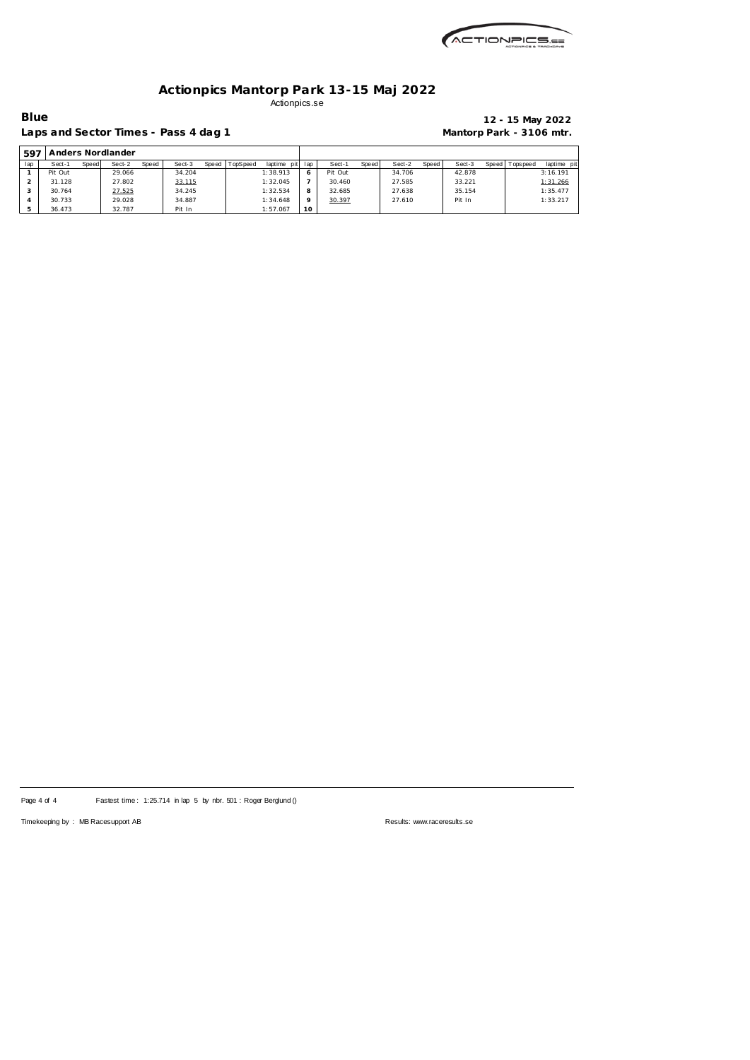# Actionpics Mantorp Park 13-15 Maj 2022

Actionpics.se

**Blue** **12 - 15 May 2022**

**Laps and Sector Times - Pass 4 dag 1** **Mantorp Park - 3106 mtr.**

| 597 | Anders Nordlander | | | | | | | | | | | | | | | | | | |
|---|---|---|---|---|---|---|---|---|---|---|---|---|---|---|---|---|---|---|---|
| lap | Sect-1 | Speed | Sect-2 | Speed | Sect-3 | Speed | TopSpeed | laptime | pit | lap | Sect-1 | Speed | Sect-2 | Speed | Sect-3 | Speed | Topspeed | laptime | pit |
| 1 | Pit Out | | 29.066 | | 34.204 | | | 1:38.913 | | 6 | Pit Out | | 34.706 | | 42.878 | | | 3:16.191 | |
| 2 | 31.128 | | 27.802 | | 33.115 | | | 1:32.045 | | 7 | 30.460 | | 27.585 | | 33.221 | | | 1:31.266 | |
| 3 | 30.764 | | 27.525 | | 34.245 | | | 1:32.534 | | 8 | 32.685 | | 27.638 | | 35.154 | | | 1:35.477 | |
| 4 | 30.733 | | 29.028 | | 34.887 | | | 1:34.648 | | 9 | 30.397 | | 27.610 | | Pit In | | | 1:33.217 | |
| 5 | 36.473 | | 32.787 | | Pit In | | | 1:57.067 | | 10 | | | | | | | | | |

Fastest time : 1:25.714 in lap 5 by nbr. 501 : Roger Berglund ()

Timekeeping by : MB Racesupport AB

Results: www.raceresults.se